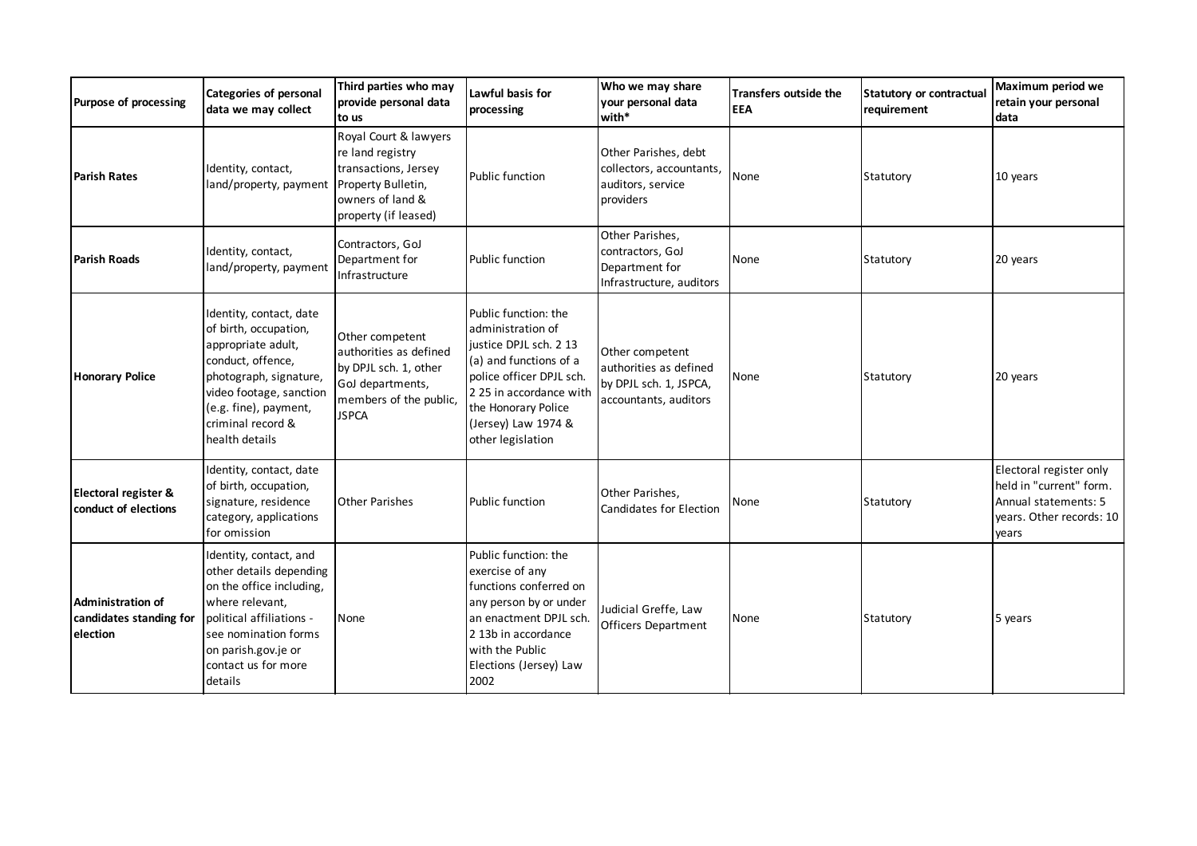| Purpose of processing | Categories of personal data we may collect | Third parties who may provide personal data to us | Lawful basis for processing | Who we may share your personal data with* | Transfers outside the EEA | Statutory or contractual requirement | Maximum period we retain your personal data |
|---|---|---|---|---|---|---|---|
| **Parish Rates** | Identity, contact, land/property, payment | Royal Court & lawyers re land registry transactions, Jersey Property Bulletin, owners of land & property (if leased) | Public function | Other Parishes, debt collectors, accountants, auditors, service providers | None | Statutory | 10 years |
| **Parish Roads** | Identity, contact, land/property, payment | Contractors, GoJ Department for Infrastructure | Public function | Other Parishes, contractors, GoJ Department for Infrastructure, auditors | None | Statutory | 20 years |
| **Honorary Police** | Identity, contact, date of birth, occupation, appropriate adult, conduct, offence, photograph, signature, video footage, sanction (e.g. fine), payment, criminal record & health details | Other competent authorities as defined by DPJL sch. 1, other GoJ departments, members of the public, JSPCA | Public function: the administration of justice DPJL sch. 2 13 (a) and functions of a police officer DPJL sch. 2 25 in accordance with the Honorary Police (Jersey) Law 1974 & other legislation | Other competent authorities as defined by DPJL sch. 1, JSPCA, accountants, auditors | None | Statutory | 20 years |
| **Electoral register & conduct of elections** | Identity, contact, date of birth, occupation, signature, residence category, applications for omission | Other Parishes | Public function | Other Parishes, Candidates for Election | None | Statutory | Electoral register only held in "current" form. Annual statements: 5 years. Other records: 10 years |
| **Administration of candidates standing for election** | Identity, contact, and other details depending on the office including, where relevant, political affiliations - see nomination forms on parish.gov.je or contact us for more details | None | Public function: the exercise of any functions conferred on any person by or under an enactment DPJL sch. 2 13b in accordance with the Public Elections (Jersey) Law 2002 | Judicial Greffe, Law Officers Department | None | Statutory | 5 years |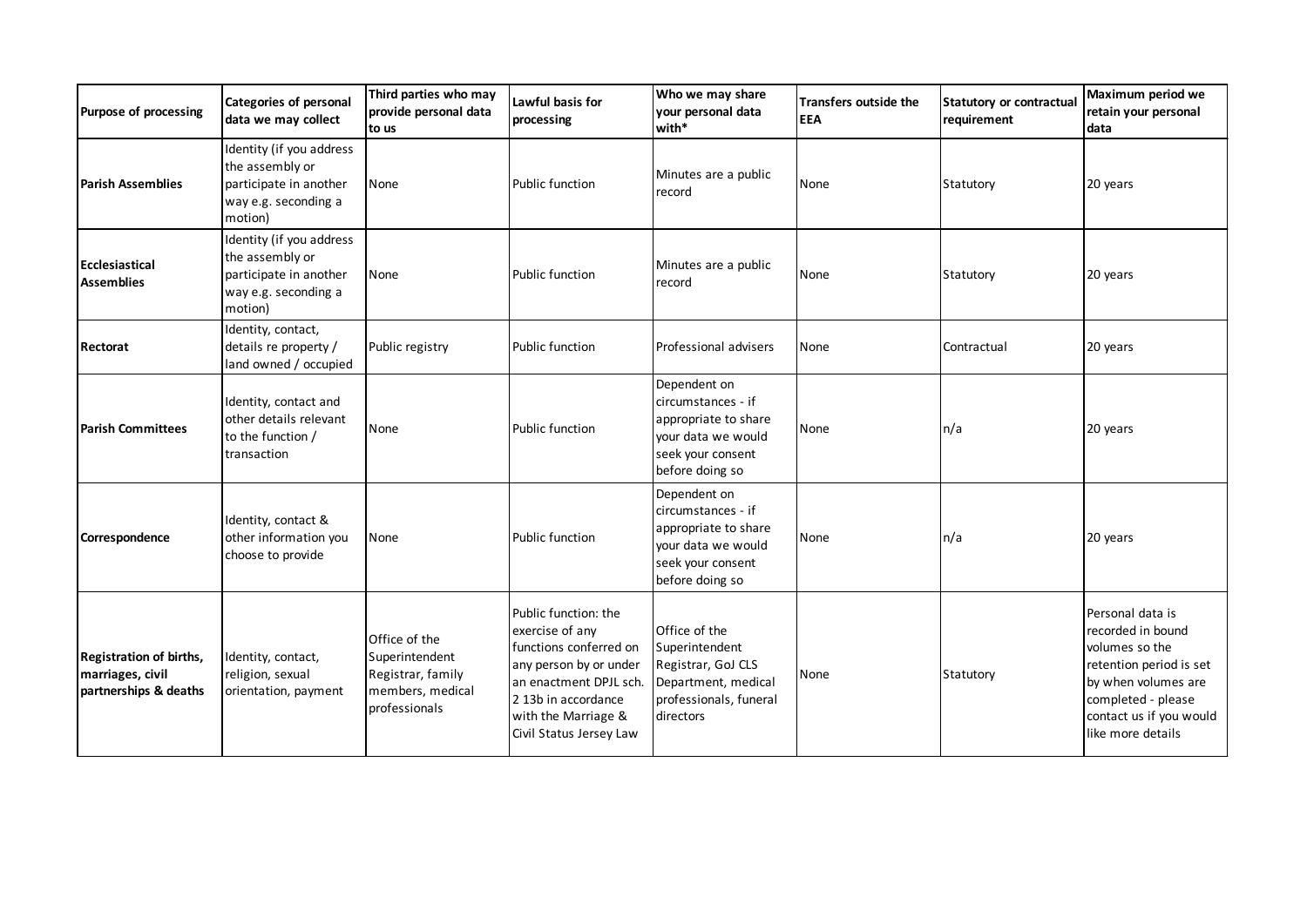| Purpose of processing | Categories of personal data we may collect | Third parties who may provide personal data to us | Lawful basis for processing | Who we may share your personal data with* | Transfers outside the EEA | Statutory or contractual requirement | Maximum period we retain your personal data |
|---|---|---|---|---|---|---|---|
| **Parish Assemblies** | Identity (if you address the assembly or participate in another way e.g. seconding a motion) | None | Public function | Minutes are a public record | None | Statutory | 20 years |
| **Ecclesiastical Assemblies** | Identity (if you address the assembly or participate in another way e.g. seconding a motion) | None | Public function | Minutes are a public record | None | Statutory | 20 years |
| **Rectorat** | Identity, contact, details re property / land owned / occupied | Public registry | Public function | Professional advisers | None | Contractual | 20 years |
| **Parish Committees** | Identity, contact and other details relevant to the function / transaction | None | Public function | Dependent on circumstances - if appropriate to share your data we would seek your consent before doing so | None | n/a | 20 years |
| **Correspondence** | Identity, contact & other information you choose to provide | None | Public function | Dependent on circumstances - if appropriate to share your data we would seek your consent before doing so | None | n/a | 20 years |
| **Registration of births, marriages, civil partnerships & deaths** | Identity, contact, religion, sexual orientation, payment | Office of the Superintendent Registrar, family members, medical professionals | Public function: the exercise of any functions conferred on any person by or under an enactment DPJL sch. 2 13b in accordance with the Marriage & Civil Status Jersey Law | Office of the Superintendent Registrar, GoJ CLS Department, medical professionals, funeral directors | None | Statutory | Personal data is recorded in bound volumes so the retention period is set by when volumes are completed - please contact us if you would like more details |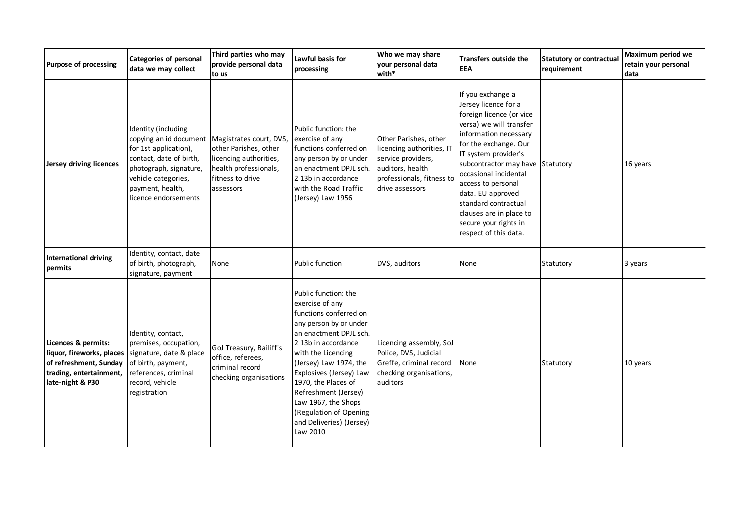| Purpose of processing | Categories of personal data we may collect | Third parties who may provide personal data to us | Lawful basis for processing | Who we may share your personal data with* | Transfers outside the EEA | Statutory or contractual requirement | Maximum period we retain your personal data |
| --- | --- | --- | --- | --- | --- | --- | --- |
| **Jersey driving licences** | Identity (including copying an id document for 1st application), contact, date of birth, photograph, signature, vehicle categories, payment, health, licence endorsements | Magistrates court, DVS, other Parishes, other licencing authorities, health professionals, fitness to drive assessors | Public function: the exercise of any functions conferred on any person by or under an enactment DPJL sch. 2 13b in accordance with the Road Traffic (Jersey) Law 1956 | Other Parishes, other licencing authorities, IT service providers, auditors, health professionals, fitness to drive assessors | If you exchange a Jersey licence for a foreign licence (or vice versa) we will transfer information necessary for the exchange. Our IT system provider's subcontractor may have occasional incidental access to personal data. EU approved standard contractual clauses are in place to secure your rights in respect of this data. | Statutory | 16 years |
| **International driving permits** | Identity, contact, date of birth, photograph, signature, payment | None | Public function | DVS, auditors | None | Statutory | 3 years |
| **Licences & permits: liquor, fireworks, places of refreshment, Sunday trading, entertainment, late-night & P30** | Identity, contact, premises, occupation, signature, date & place of birth, payment, references, criminal record, vehicle registration | GoJ Treasury, Bailiff's office, referees, criminal record checking organisations | Public function: the exercise of any functions conferred on any person by or under an enactment DPJL sch. 2 13b in accordance with the Licencing (Jersey) Law 1974, the Explosives (Jersey) Law 1970, the Places of Refreshment (Jersey) Law 1967, the Shops (Regulation of Opening and Deliveries) (Jersey) Law 2010 | Licencing assembly, SoJ Police, DVS, Judicial Greffe, criminal record checking organisations, auditors | None | Statutory | 10 years |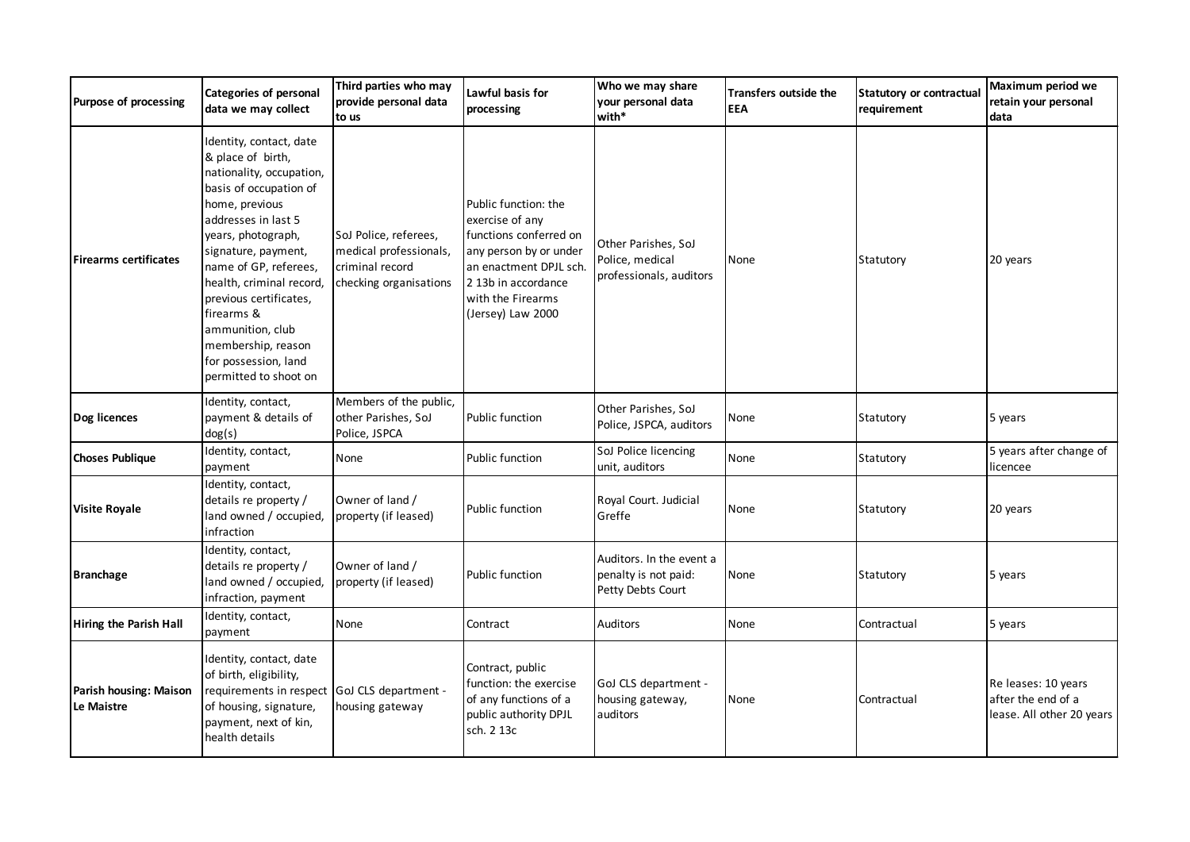| Purpose of processing | Categories of personal data we may collect | Third parties who may provide personal data to us | Lawful basis for processing | Who we may share your personal data with* | Transfers outside the EEA | Statutory or contractual requirement | Maximum period we retain your personal data |
|---|---|---|---|---|---|---|---|
| **Firearms certificates** | Identity, contact, date & place of birth, nationality, occupation, basis of occupation of home, previous addresses in last 5 years, photograph, signature, payment, name of GP, referees, health, criminal record, previous certificates, firearms & ammunition, club membership, reason for possession, land permitted to shoot on | SoJ Police, referees, medical professionals, criminal record checking organisations | Public function: the exercise of any functions conferred on any person by or under an enactment DPJL sch. 2 13b in accordance with the Firearms (Jersey) Law 2000 | Other Parishes, SoJ Police, medical professionals, auditors | None | Statutory | 20 years |
| **Dog licences** | Identity, contact, payment & details of dog(s) | Members of the public, other Parishes, SoJ Police, JSPCA | Public function | Other Parishes, SoJ Police, JSPCA, auditors | None | Statutory | 5 years |
| **Choses Publique** | Identity, contact, payment | None | Public function | SoJ Police licencing unit, auditors | None | Statutory | 5 years after change of licencee |
| **Visite Royale** | Identity, contact, details re property / land owned / occupied, infraction | Owner of land / property (if leased) | Public function | Royal Court. Judicial Greffe | None | Statutory | 20 years |
| **Branchage** | Identity, contact, details re property / land owned / occupied, infraction, payment | Owner of land / property (if leased) | Public function | Auditors. In the event a penalty is not paid: Petty Debts Court | None | Statutory | 5 years |
| **Hiring the Parish Hall** | Identity, contact, payment | None | Contract | Auditors | None | Contractual | 5 years |
| **Parish housing: Maison Le Maistre** | Identity, contact, date of birth, eligibility, requirements in respect of housing, signature, payment, next of kin, health details | GoJ CLS department - housing gateway | Contract, public function: the exercise of any functions of a public authority DPJL sch. 2 13c | GoJ CLS department - housing gateway, auditors | None | Contractual | Re leases: 10 years after the end of a lease. All other 20 years |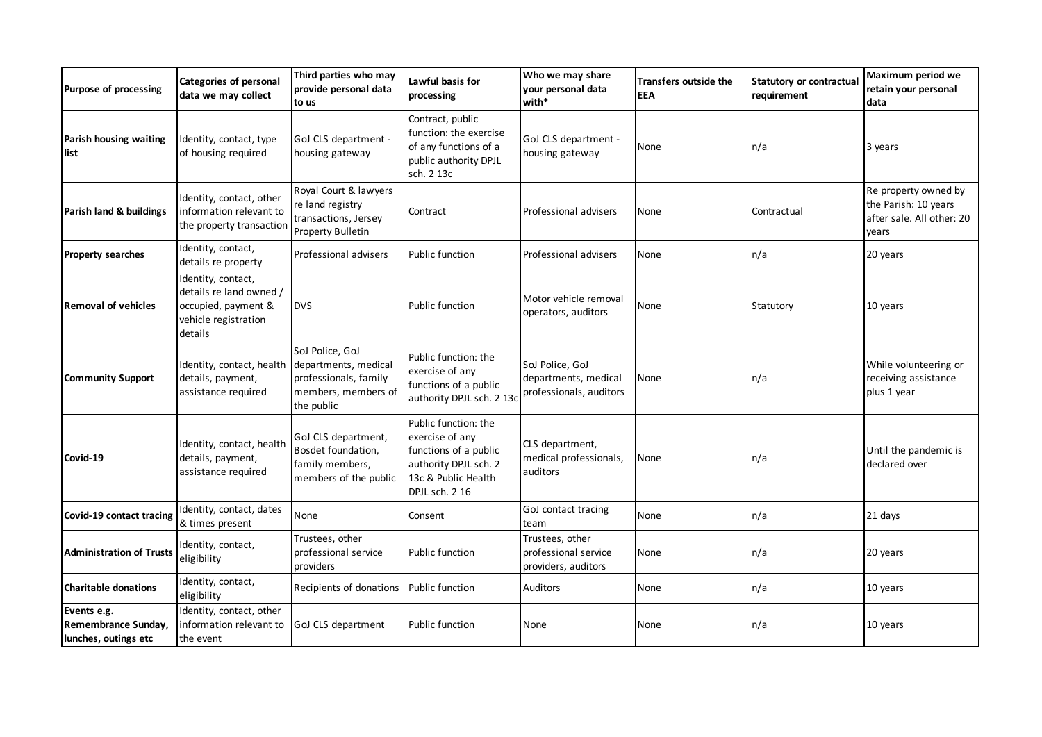| Purpose of processing | Categories of personal data we may collect | Third parties who may provide personal data to us | Lawful basis for processing | Who we may share your personal data with* | Transfers outside the EEA | Statutory or contractual requirement | Maximum period we retain your personal data |
|---|---|---|---|---|---|---|---|
| **Parish housing waiting list** | Identity, contact, type of housing required | GoJ CLS department - housing gateway | Contract, public function: the exercise of any functions of a public authority DPJL sch. 2 13c | GoJ CLS department - housing gateway | None | n/a | 3 years |
| **Parish land & buildings** | Identity, contact, other information relevant to the property transaction | Royal Court & lawyers re land registry transactions, Jersey Property Bulletin | Contract | Professional advisers | None | Contractual | Re property owned by the Parish: 10 years after sale. All other: 20 years |
| **Property searches** | Identity, contact, details re property | Professional advisers | Public function | Professional advisers | None | n/a | 20 years |
| **Removal of vehicles** | Identity, contact, details re land owned / occupied, payment & vehicle registration details | DVS | Public function | Motor vehicle removal operators, auditors | None | Statutory | 10 years |
| **Community Support** | Identity, contact, health details, payment, assistance required | SoJ Police, GoJ departments, medical professionals, family members, members of the public | Public function: the exercise of any functions of a public authority DPJL sch. 2 13c | SoJ Police, GoJ departments, medical professionals, auditors | None | n/a | While volunteering or receiving assistance plus 1 year |
| **Covid-19** | Identity, contact, health details, payment, assistance required | GoJ CLS department, Bosdet foundation, family members, members of the public | Public function: the exercise of any functions of a public authority DPJL sch. 2 13c & Public Health DPJL sch. 2 16 | CLS department, medical professionals, auditors | None | n/a | Until the pandemic is declared over |
| **Covid-19 contact tracing** | Identity, contact, dates & times present | None | Consent | GoJ contact tracing team | None | n/a | 21 days |
| **Administration of Trusts** | Identity, contact, eligibility | Trustees, other professional service providers | Public function | Trustees, other professional service providers, auditors | None | n/a | 20 years |
| **Charitable donations** | Identity, contact, eligibility | Recipients of donations | Public function | Auditors | None | n/a | 10 years |
| **Events e.g. Remembrance Sunday, lunches, outings etc** | Identity, contact, other information relevant to the event | GoJ CLS department | Public function | None | None | n/a | 10 years |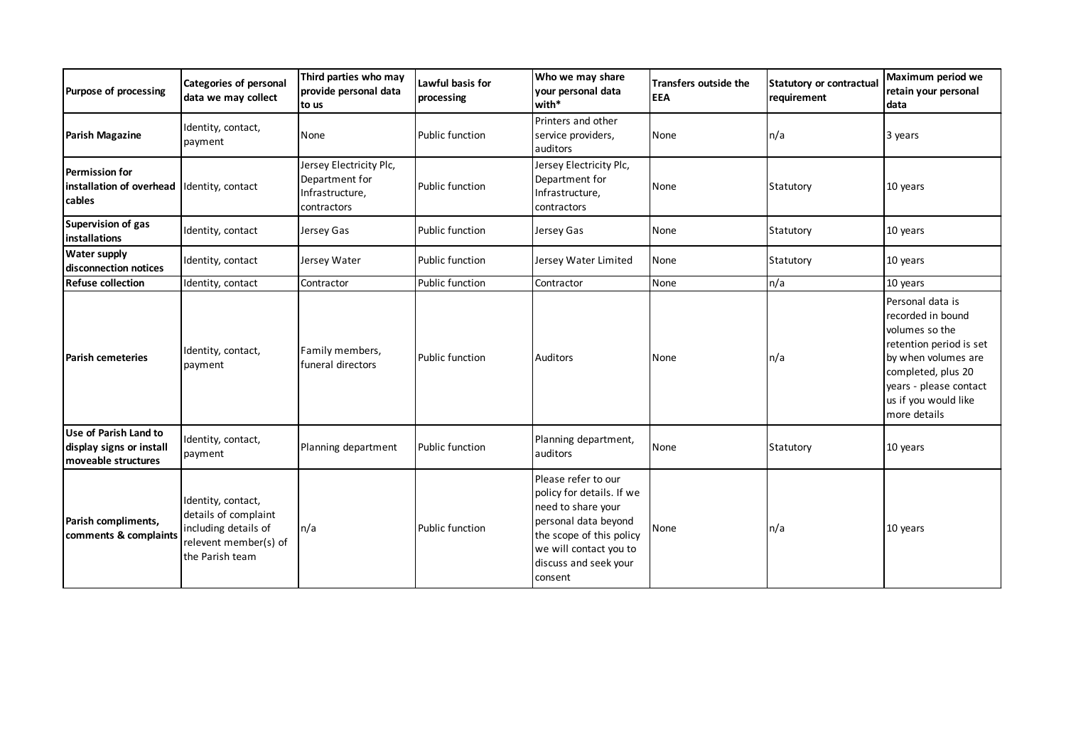| Purpose of processing | Categories of personal data we may collect | Third parties who may provide personal data to us | Lawful basis for processing | Who we may share your personal data with* | Transfers outside the EEA | Statutory or contractual requirement | Maximum period we retain your personal data |
|---|---|---|---|---|---|---|---|
| **Parish Magazine** | Identity, contact, payment | None | Public function | Printers and other service providers, auditors | None | n/a | 3 years |
| **Permission for installation of overhead cables** | Identity, contact | Jersey Electricity Plc, Department for Infrastructure, contractors | Public function | Jersey Electricity Plc, Department for Infrastructure, contractors | None | Statutory | 10 years |
| **Supervision of gas installations** | Identity, contact | Jersey Gas | Public function | Jersey Gas | None | Statutory | 10 years |
| **Water supply disconnection notices** | Identity, contact | Jersey Water | Public function | Jersey Water Limited | None | Statutory | 10 years |
| **Refuse collection** | Identity, contact | Contractor | Public function | Contractor | None | n/a | 10 years |
| **Parish cemeteries** | Identity, contact, payment | Family members, funeral directors | Public function | Auditors | None | n/a | Personal data is recorded in bound volumes so the retention period is set by when volumes are completed, plus 20 years - please contact us if you would like more details |
| **Use of Parish Land to display signs or install moveable structures** | Identity, contact, payment | Planning department | Public function | Planning department, auditors | None | Statutory | 10 years |
| **Parish compliments, comments & complaints** | Identity, contact, details of complaint including details of relevent member(s) of the Parish team | n/a | Public function | Please refer to our policy for details. If we need to share your personal data beyond the scope of this policy we will contact you to discuss and seek your consent | None | n/a | 10 years |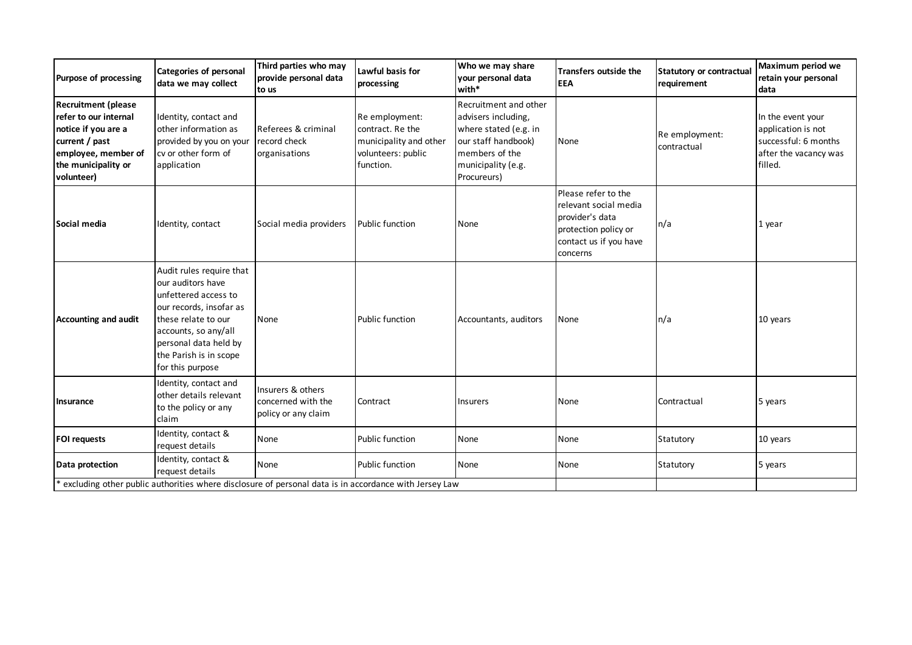| Purpose of processing | Categories of personal data we may collect | Third parties who may provide personal data to us | Lawful basis for processing | Who we may share your personal data with* | Transfers outside the EEA | Statutory or contractual requirement | Maximum period we retain your personal data |
|---|---|---|---|---|---|---|---|
| **Recruitment (please refer to our internal notice if you are a current / past employee, member of the municipality or volunteer)** | Identity, contact and other information as provided by you on your cv or other form of application | Referees & criminal record check organisations | Re employment: contract. Re the municipality and other volunteers: public function. | Recruitment and other advisers including, where stated (e.g. in our staff handbook) members of the municipality (e.g. Procureurs) | None | Re employment: contractual | In the event your application is not successful: 6 months after the vacancy was filled. |
| **Social media** | Identity, contact | Social media providers | Public function | None | Please refer to the relevant social media provider's data protection policy or contact us if you have concerns | n/a | 1 year |
| **Accounting and audit** | Audit rules require that our auditors have unfettered access to our records, insofar as these relate to our accounts, so any/all personal data held by the Parish is in scope for this purpose | None | Public function | Accountants, auditors | None | n/a | 10 years |
| **Insurance** | Identity, contact and other details relevant to the policy or any claim | Insurers & others concerned with the policy or any claim | Contract | Insurers | None | Contractual | 5 years |
| **FOI requests** | Identity, contact & request details | None | Public function | None | None | Statutory | 10 years |
| **Data protection** | Identity, contact & request details | None | Public function | None | None | Statutory | 5 years |

* excluding other public authorities where disclosure of personal data is in accordance with Jersey Law